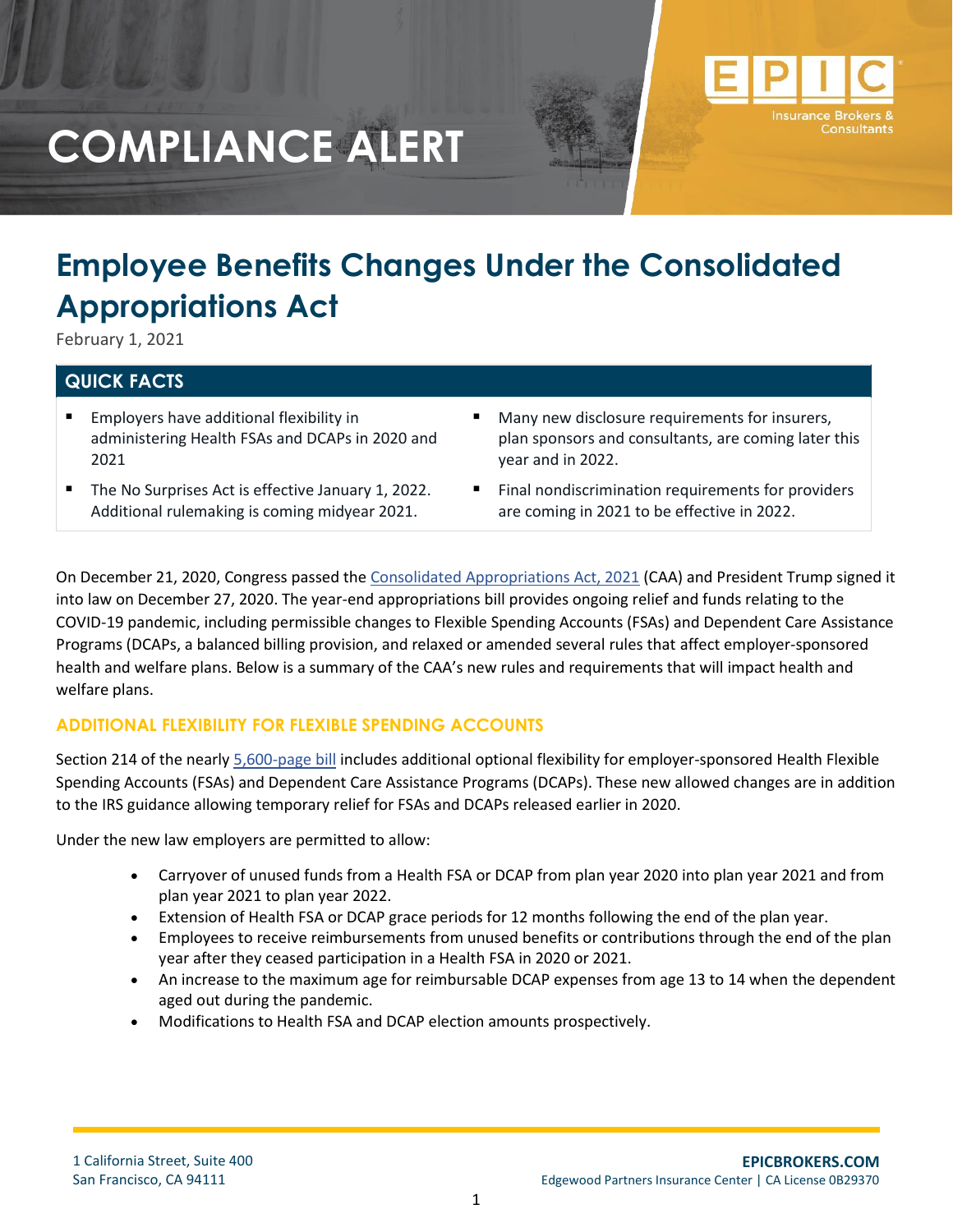# COMPLIANCE ALERT

## Employee Benefits Changes Under the Consolidated Appropriations Act

February 1, 2021

### QUICK FACTS

- Employers have additional flexibility in administering Health FSAs and DCAPs in 2020 and 2021
- The No Surprises Act is effective January 1, 2022. Additional rulemaking is coming midyear 2021.
- Many new disclosure requirements for insurers, plan sponsors and consultants, are coming later this year and in 2022.
- Final nondiscrimination requirements for providers are coming in 2021 to be effective in 2022.

On December 21, 2020, Congress passed the Consolidated Appropriations Act, 2021 (CAA) and President Trump signed it into law on December 27, 2020. The year-end appropriations bill provides ongoing relief and funds relating to the COVID-19 pandemic, including permissible changes to Flexible Spending Accounts (FSAs) and Dependent Care Assistance Programs (DCAPs, a balanced billing provision, and relaxed or amended several rules that affect employer-sponsored health and welfare plans. Below is a summary of the CAA's new rules and requirements that will impact health and welfare plans.

### ADDITIONAL FLEXIBILITY FOR FLEXIBLE SPENDING ACCOUNTS

Section 214 of the nearly 5,600-page bill includes additional optional flexibility for employer-sponsored Health Flexible Spending Accounts (FSAs) and Dependent Care Assistance Programs (DCAPs). These new allowed changes are in addition to the IRS guidance allowing temporary relief for FSAs and DCAPs released earlier in 2020.

Under the new law employers are permitted to allow:

- Carryover of unused funds from a Health FSA or DCAP from plan year 2020 into plan year 2021 and from plan year 2021 to plan year 2022.
- Extension of Health FSA or DCAP grace periods for 12 months following the end of the plan year.
- Employees to receive reimbursements from unused benefits or contributions through the end of the plan year after they ceased participation in a Health FSA in 2020 or 2021.
- An increase to the maximum age for reimbursable DCAP expenses from age 13 to 14 when the dependent aged out during the pandemic.
- Modifications to Health FSA and DCAP election amounts prospectively.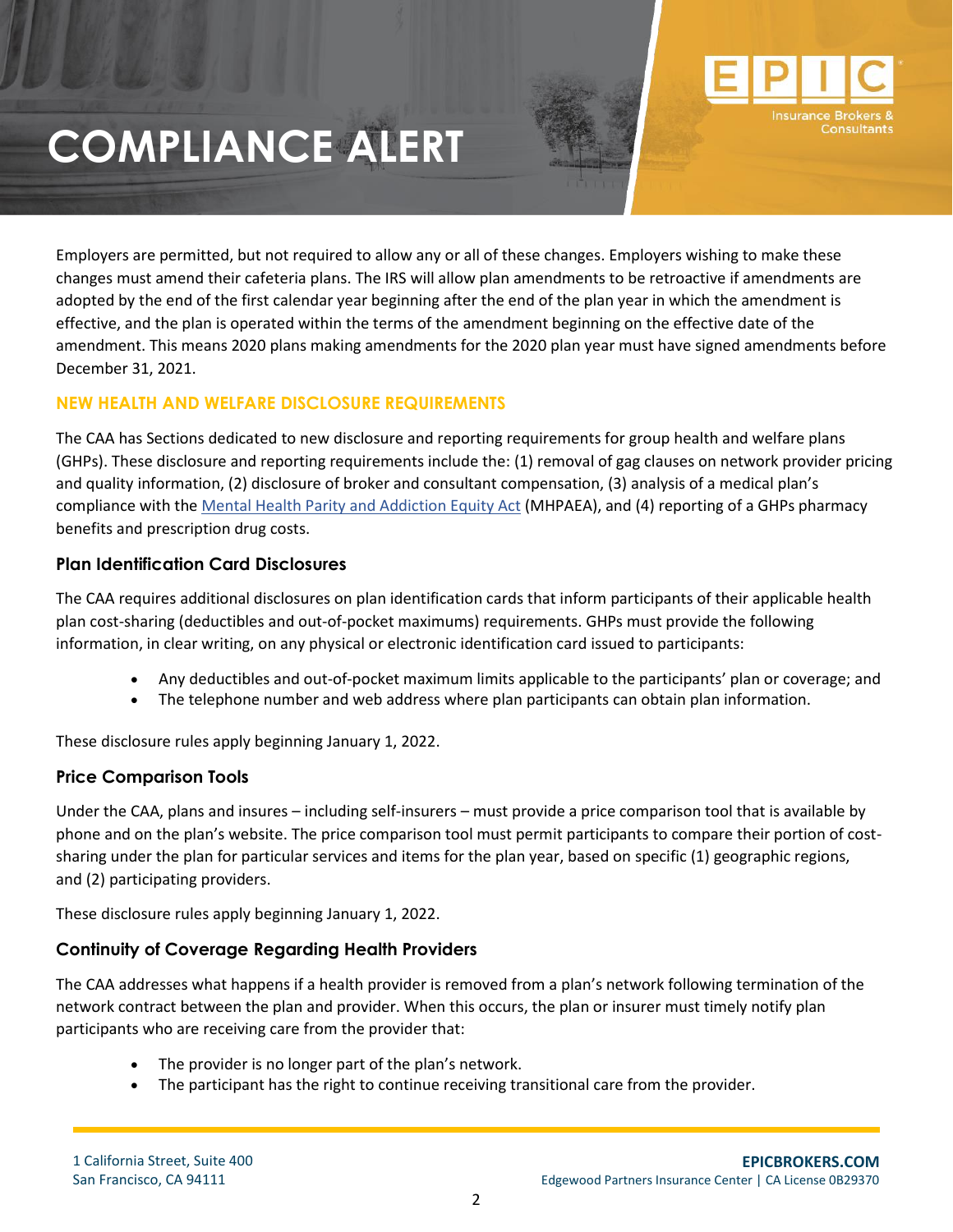Employers are permitted, but not required to allow any or all of these changes. Employers wishing to make these changes must amend their cafeteria plans. The IRS will allow plan amendments to be retroactive if amendments are adopted by the end of the first calendar year beginning after the end of the plan year in which the amendment is effective, and the plan is operated within the terms of the amendment beginning on the effective date of the amendment. This means 2020 plans making amendments for the 2020 plan year must have signed amendments before December 31, 2021.

## NEW HEALTH AND WELFARE DISCLOSURE REQUIREMENTS

The CAA has Sections dedicated to new disclosure and reporting requirements for group health and welfare plans (GHPs). These disclosure and reporting requirements include the: (1) removal of gag clauses on network provider pricing and quality information, (2) disclosure of broker and consultant compensation, (3) analysis of a medical plan's compliance with the Mental Health Parity and Addiction Equity Act (MHPAEA), and (4) reporting of a GHPs pharmacy benefits and prescription drug costs.

### Plan Identification Card Disclosures

The CAA requires additional disclosures on plan identification cards that inform participants of their applicable health plan cost-sharing (deductibles and out-of-pocket maximums) requirements. GHPs must provide the following information, in clear writing, on any physical or electronic identification card issued to participants:

- Any deductibles and out-of-pocket maximum limits applicable to the participants' plan or coverage; and
- The telephone number and web address where plan participants can obtain plan information.

These disclosure rules apply beginning January 1, 2022.

### Price Comparison Tools

Under the CAA, plans and insures – including self-insurers – must provide a price comparison tool that is available by phone and on the plan's website. The price comparison tool must permit participants to compare their portion of cost-sharing under the plan for particular services and items for the plan year, based on specific (1) geographic regions, and (2) participating providers.

These disclosure rules apply beginning January 1, 2022.

### Continuity of Coverage Regarding Health Providers

The CAA addresses what happens if a health provider is removed from a plan's network following termination of the network contract between the plan and provider. When this occurs, the plan or insurer must timely notify plan participants who are receiving care from the provider that:

- The provider is no longer part of the plan's network.
- The participant has the right to continue receiving transitional care from the provider.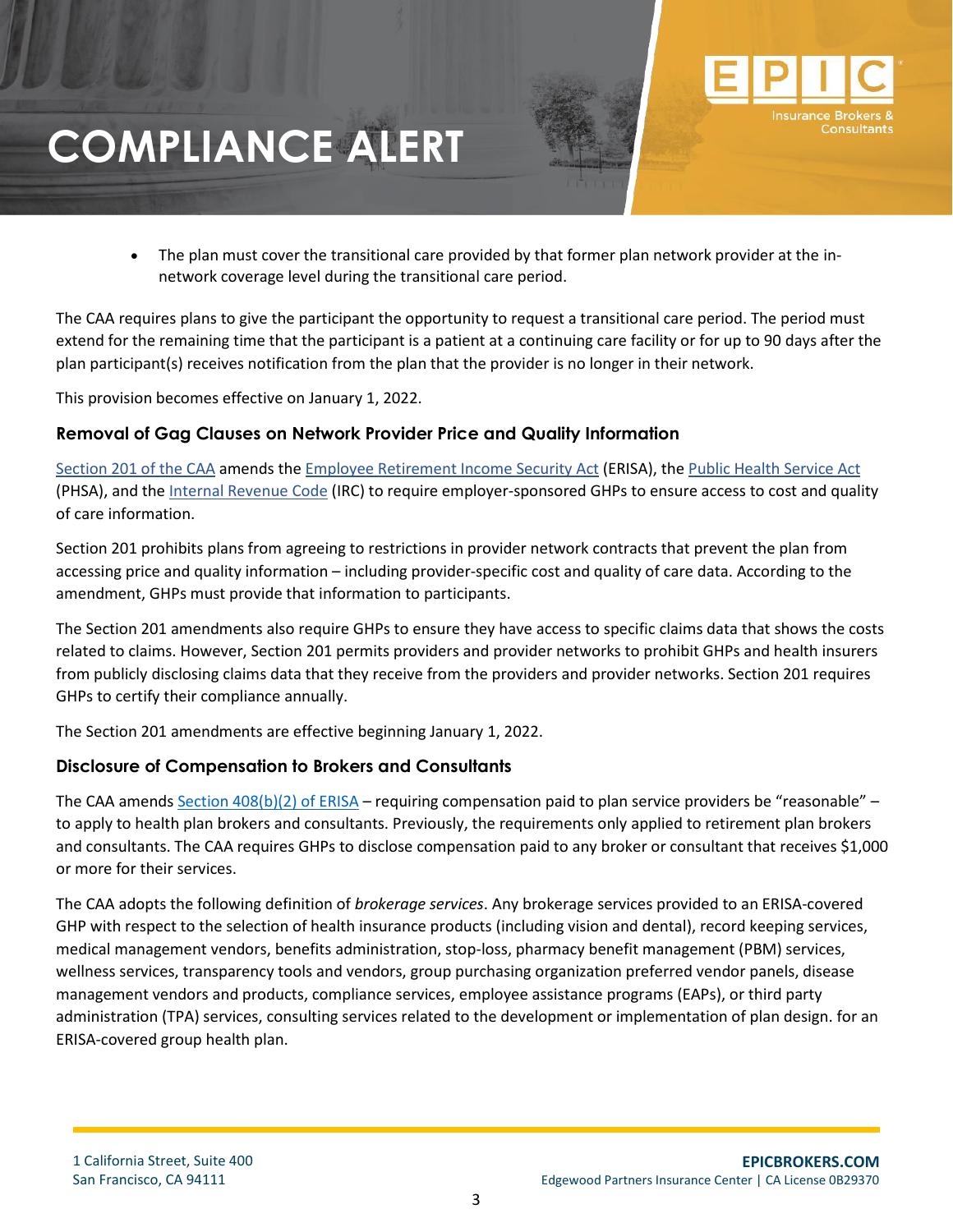- The plan must cover the transitional care provided by that former plan network provider at the in-network coverage level during the transitional care period.

The CAA requires plans to give the participant the opportunity to request a transitional care period. The period must extend for the remaining time that the participant is a patient at a continuing care facility or for up to 90 days after the plan participant(s) receives notification from the plan that the provider is no longer in their network.

This provision becomes effective on January 1, 2022.

### Removal of Gag Clauses on Network Provider Price and Quality Information

Section 201 of the CAA amends the Employee Retirement Income Security Act (ERISA), the Public Health Service Act (PHSA), and the Internal Revenue Code (IRC) to require employer-sponsored GHPs to ensure access to cost and quality of care information.

Section 201 prohibits plans from agreeing to restrictions in provider network contracts that prevent the plan from accessing price and quality information – including provider-specific cost and quality of care data. According to the amendment, GHPs must provide that information to participants.

The Section 201 amendments also require GHPs to ensure they have access to specific claims data that shows the costs related to claims. However, Section 201 permits providers and provider networks to prohibit GHPs and health insurers from publicly disclosing claims data that they receive from the providers and provider networks. Section 201 requires GHPs to certify their compliance annually.

The Section 201 amendments are effective beginning January 1, 2022.

### Disclosure of Compensation to Brokers and Consultants

The CAA amends Section 408(b)(2) of ERISA – requiring compensation paid to plan service providers be "reasonable" – to apply to health plan brokers and consultants. Previously, the requirements only applied to retirement plan brokers and consultants. The CAA requires GHPs to disclose compensation paid to any broker or consultant that receives $1,000 or more for their services.

The CAA adopts the following definition of *brokerage services*. Any brokerage services provided to an ERISA-covered GHP with respect to the selection of health insurance products (including vision and dental), record keeping services, medical management vendors, benefits administration, stop-loss, pharmacy benefit management (PBM) services, wellness services, transparency tools and vendors, group purchasing organization preferred vendor panels, disease management vendors and products, compliance services, employee assistance programs (EAPs), or third party administration (TPA) services, consulting services related to the development or implementation of plan design. for an ERISA-covered group health plan.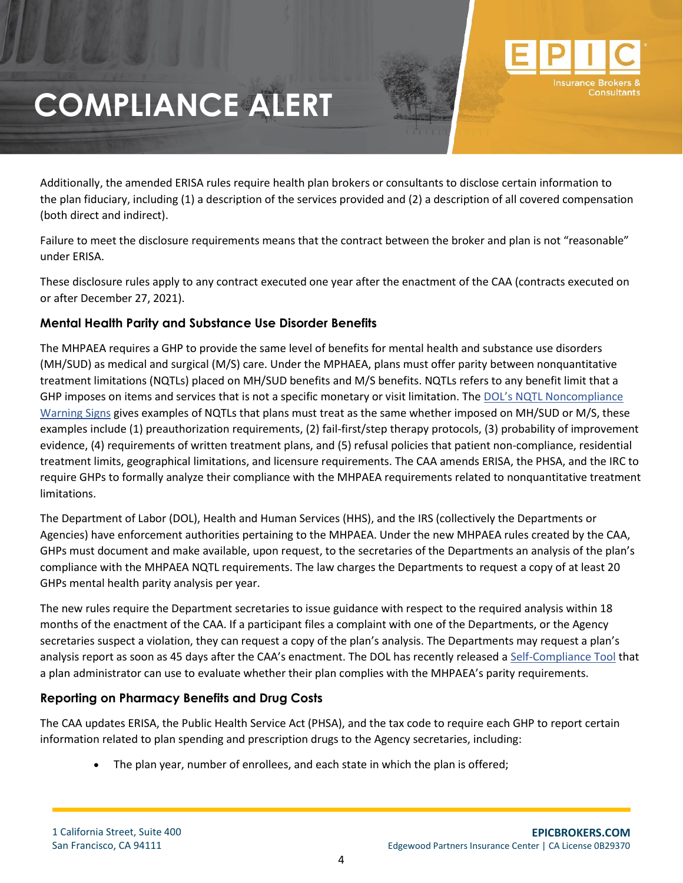Additionally, the amended ERISA rules require health plan brokers or consultants to disclose certain information to the plan fiduciary, including (1) a description of the services provided and (2) a description of all covered compensation (both direct and indirect).

Failure to meet the disclosure requirements means that the contract between the broker and plan is not "reasonable" under ERISA.

These disclosure rules apply to any contract executed one year after the enactment of the CAA (contracts executed on or after December 27, 2021).

### Mental Health Parity and Substance Use Disorder Benefits

The MHPAEA requires a GHP to provide the same level of benefits for mental health and substance use disorders (MH/SUD) as medical and surgical (M/S) care. Under the MPHAEA, plans must offer parity between nonquantitative treatment limitations (NQTLs) placed on MH/SUD benefits and M/S benefits. NQTLs refers to any benefit limit that a GHP imposes on items and services that is not a specific monetary or visit limitation. The DOL's NQTL Noncompliance Warning Signs gives examples of NQTLs that plans must treat as the same whether imposed on MH/SUD or M/S, these examples include (1) preauthorization requirements, (2) fail-first/step therapy protocols, (3) probability of improvement evidence, (4) requirements of written treatment plans, and (5) refusal policies that patient non-compliance, residential treatment limits, geographical limitations, and licensure requirements. The CAA amends ERISA, the PHSA, and the IRC to require GHPs to formally analyze their compliance with the MHPAEA requirements related to nonquantitative treatment limitations.

The Department of Labor (DOL), Health and Human Services (HHS), and the IRS (collectively the Departments or Agencies) have enforcement authorities pertaining to the MHPAEA. Under the new MHPAEA rules created by the CAA, GHPs must document and make available, upon request, to the secretaries of the Departments an analysis of the plan's compliance with the MHPAEA NQTL requirements. The law charges the Departments to request a copy of at least 20 GHPs mental health parity analysis per year.

The new rules require the Department secretaries to issue guidance with respect to the required analysis within 18 months of the enactment of the CAA. If a participant files a complaint with one of the Departments, or the Agency secretaries suspect a violation, they can request a copy of the plan's analysis. The Departments may request a plan's analysis report as soon as 45 days after the CAA's enactment. The DOL has recently released a Self-Compliance Tool that a plan administrator can use to evaluate whether their plan complies with the MHPAEA's parity requirements.

### Reporting on Pharmacy Benefits and Drug Costs

The CAA updates ERISA, the Public Health Service Act (PHSA), and the tax code to require each GHP to report certain information related to plan spending and prescription drugs to the Agency secretaries, including:

- The plan year, number of enrollees, and each state in which the plan is offered;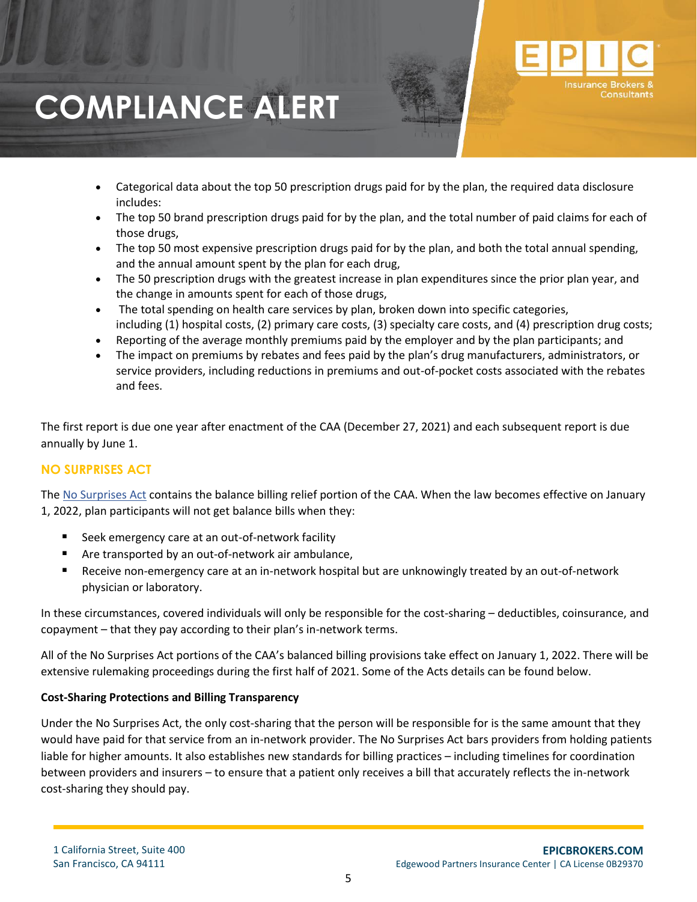- Categorical data about the top 50 prescription drugs paid for by the plan, the required data disclosure includes:
- The top 50 brand prescription drugs paid for by the plan, and the total number of paid claims for each of those drugs,
- The top 50 most expensive prescription drugs paid for by the plan, and both the total annual spending, and the annual amount spent by the plan for each drug,
- The 50 prescription drugs with the greatest increase in plan expenditures since the prior plan year, and the change in amounts spent for each of those drugs,
- The total spending on health care services by plan, broken down into specific categories, including (1) hospital costs, (2) primary care costs, (3) specialty care costs, and (4) prescription drug costs;
- Reporting of the average monthly premiums paid by the employer and by the plan participants; and
- The impact on premiums by rebates and fees paid by the plan's drug manufacturers, administrators, or service providers, including reductions in premiums and out-of-pocket costs associated with the rebates and fees.

The first report is due one year after enactment of the CAA (December 27, 2021) and each subsequent report is due annually by June 1.

## NO SURPRISES ACT

The No Surprises Act contains the balance billing relief portion of the CAA. When the law becomes effective on January 1, 2022, plan participants will not get balance bills when they:

- Seek emergency care at an out-of-network facility
- Are transported by an out-of-network air ambulance,
- Receive non-emergency care at an in-network hospital but are unknowingly treated by an out-of-network physician or laboratory.

In these circumstances, covered individuals will only be responsible for the cost-sharing – deductibles, coinsurance, and copayment – that they pay according to their plan's in-network terms.

All of the No Surprises Act portions of the CAA's balanced billing provisions take effect on January 1, 2022. There will be extensive rulemaking proceedings during the first half of 2021. Some of the Acts details can be found below.

**Cost-Sharing Protections and Billing Transparency**

Under the No Surprises Act, the only cost-sharing that the person will be responsible for is the same amount that they would have paid for that service from an in-network provider. The No Surprises Act bars providers from holding patients liable for higher amounts. It also establishes new standards for billing practices – including timelines for coordination between providers and insurers – to ensure that a patient only receives a bill that accurately reflects the in-network cost-sharing they should pay.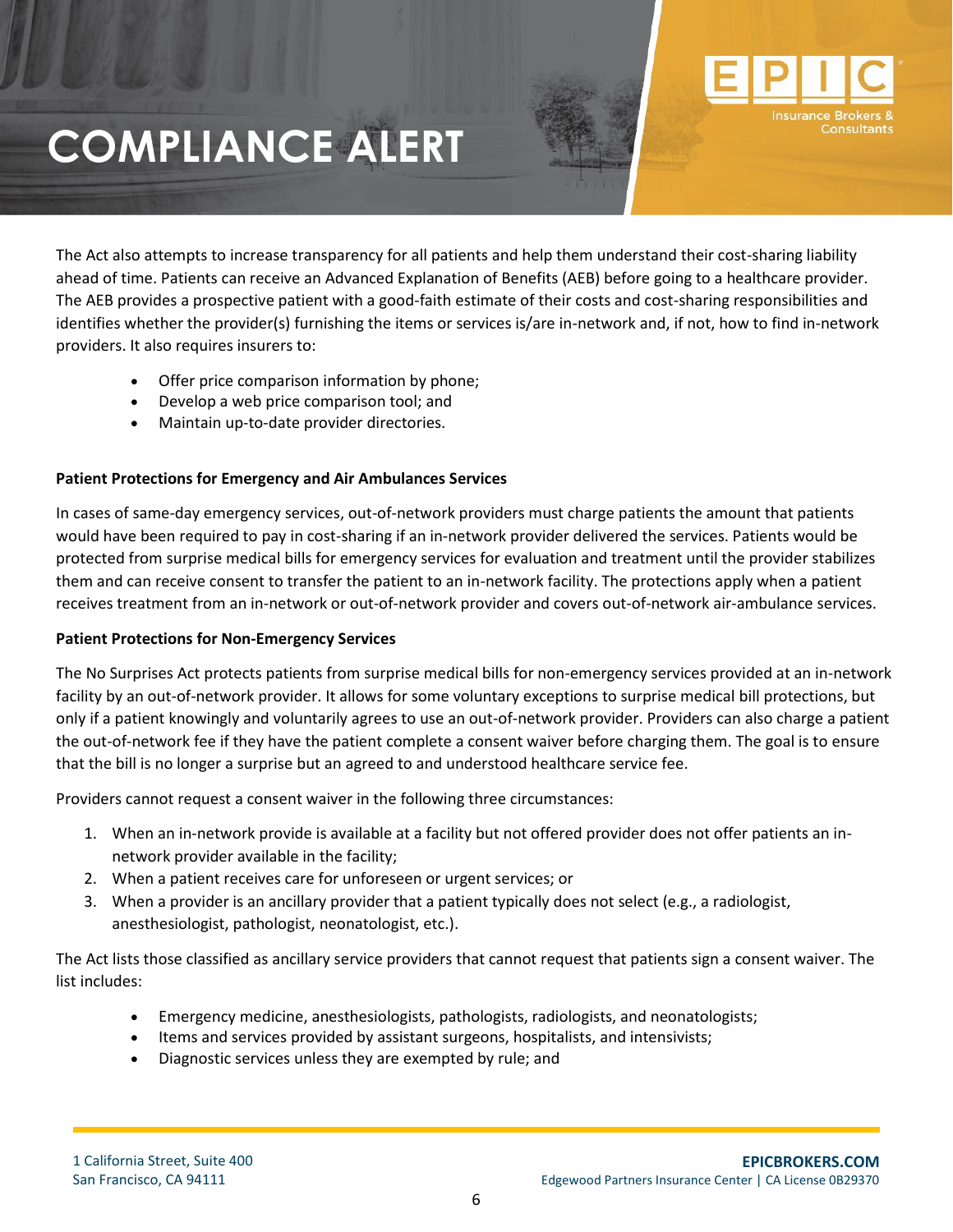The Act also attempts to increase transparency for all patients and help them understand their cost-sharing liability ahead of time. Patients can receive an Advanced Explanation of Benefits (AEB) before going to a healthcare provider. The AEB provides a prospective patient with a good-faith estimate of their costs and cost-sharing responsibilities and identifies whether the provider(s) furnishing the items or services is/are in-network and, if not, how to find in-network providers. It also requires insurers to:

- Offer price comparison information by phone;
- Develop a web price comparison tool; and
- Maintain up-to-date provider directories.

**Patient Protections for Emergency and Air Ambulances Services**

In cases of same-day emergency services, out-of-network providers must charge patients the amount that patients would have been required to pay in cost-sharing if an in-network provider delivered the services. Patients would be protected from surprise medical bills for emergency services for evaluation and treatment until the provider stabilizes them and can receive consent to transfer the patient to an in-network facility. The protections apply when a patient receives treatment from an in-network or out-of-network provider and covers out-of-network air-ambulance services.

**Patient Protections for Non-Emergency Services**

The No Surprises Act protects patients from surprise medical bills for non-emergency services provided at an in-network facility by an out-of-network provider. It allows for some voluntary exceptions to surprise medical bill protections, but only if a patient knowingly and voluntarily agrees to use an out-of-network provider. Providers can also charge a patient the out-of-network fee if they have the patient complete a consent waiver before charging them. The goal is to ensure that the bill is no longer a surprise but an agreed to and understood healthcare service fee.

Providers cannot request a consent waiver in the following three circumstances:

1. When an in-network provide is available at a facility but not offered provider does not offer patients an in-network provider available in the facility;
2. When a patient receives care for unforeseen or urgent services; or
3. When a provider is an ancillary provider that a patient typically does not select (e.g., a radiologist, anesthesiologist, pathologist, neonatologist, etc.).

The Act lists those classified as ancillary service providers that cannot request that patients sign a consent waiver. The list includes:

- Emergency medicine, anesthesiologists, pathologists, radiologists, and neonatologists;
- Items and services provided by assistant surgeons, hospitalists, and intensivists;
- Diagnostic services unless they are exempted by rule; and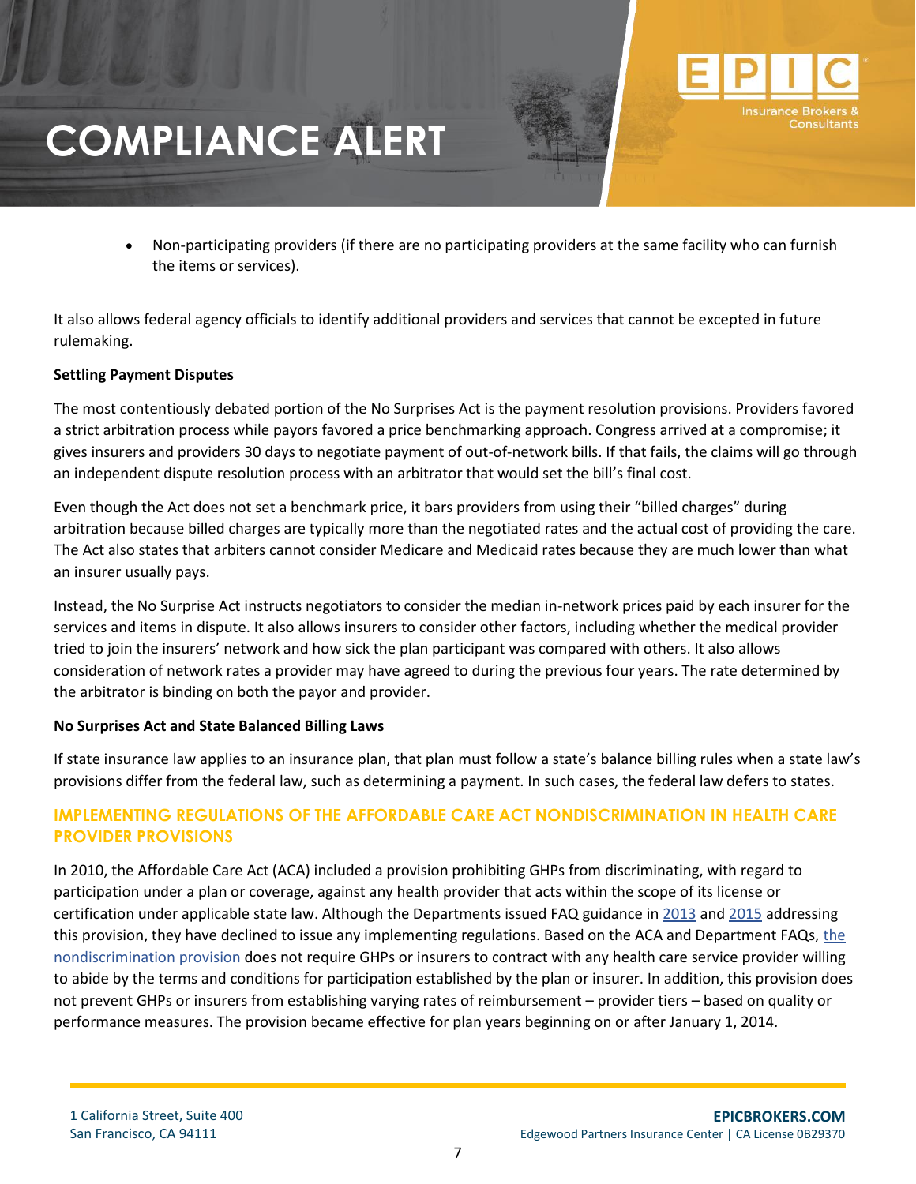- Non-participating providers (if there are no participating providers at the same facility who can furnish the items or services).

It also allows federal agency officials to identify additional providers and services that cannot be excepted in future rulemaking.

**Settling Payment Disputes**

The most contentiously debated portion of the No Surprises Act is the payment resolution provisions. Providers favored a strict arbitration process while payors favored a price benchmarking approach. Congress arrived at a compromise; it gives insurers and providers 30 days to negotiate payment of out-of-network bills. If that fails, the claims will go through an independent dispute resolution process with an arbitrator that would set the bill's final cost.

Even though the Act does not set a benchmark price, it bars providers from using their "billed charges" during arbitration because billed charges are typically more than the negotiated rates and the actual cost of providing the care. The Act also states that arbiters cannot consider Medicare and Medicaid rates because they are much lower than what an insurer usually pays.

Instead, the No Surprise Act instructs negotiators to consider the median in-network prices paid by each insurer for the services and items in dispute. It also allows insurers to consider other factors, including whether the medical provider tried to join the insurers' network and how sick the plan participant was compared with others. It also allows consideration of network rates a provider may have agreed to during the previous four years. The rate determined by the arbitrator is binding on both the payor and provider.

**No Surprises Act and State Balanced Billing Laws**

If state insurance law applies to an insurance plan, that plan must follow a state's balance billing rules when a state law's provisions differ from the federal law, such as determining a payment. In such cases, the federal law defers to states.

## IMPLEMENTING REGULATIONS OF THE AFFORDABLE CARE ACT NONDISCRIMINATION IN HEALTH CARE PROVIDER PROVISIONS

In 2010, the Affordable Care Act (ACA) included a provision prohibiting GHPs from discriminating, with regard to participation under a plan or coverage, against any health provider that acts within the scope of its license or certification under applicable state law. Although the Departments issued FAQ guidance in 2013 and 2015 addressing this provision, they have declined to issue any implementing regulations. Based on the ACA and Department FAQs, the nondiscrimination provision does not require GHPs or insurers to contract with any health care service provider willing to abide by the terms and conditions for participation established by the plan or insurer. In addition, this provision does not prevent GHPs or insurers from establishing varying rates of reimbursement – provider tiers – based on quality or performance measures. The provision became effective for plan years beginning on or after January 1, 2014.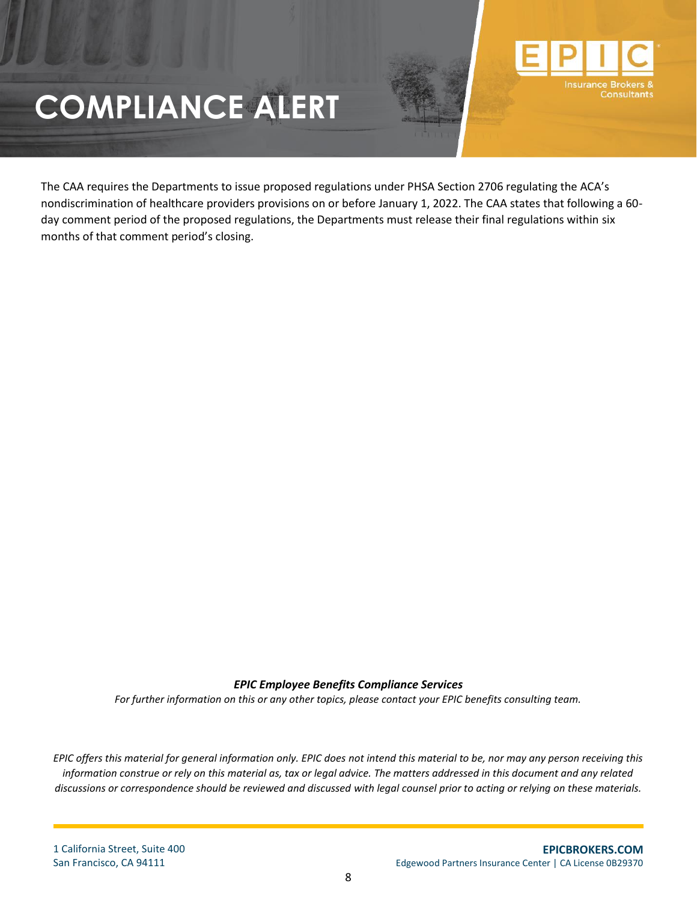The CAA requires the Departments to issue proposed regulations under PHSA Section 2706 regulating the ACA's nondiscrimination of healthcare providers provisions on or before January 1, 2022. The CAA states that following a 60-day comment period of the proposed regulations, the Departments must release their final regulations within six months of that comment period's closing.

***EPIC Employee Benefits Compliance Services***

*For further information on this or any other topics, please contact your EPIC benefits consulting team.*

*EPIC offers this material for general information only. EPIC does not intend this material to be, nor may any person receiving this information construe or rely on this material as, tax or legal advice. The matters addressed in this document and any related discussions or correspondence should be reviewed and discussed with legal counsel prior to acting or relying on these materials.*